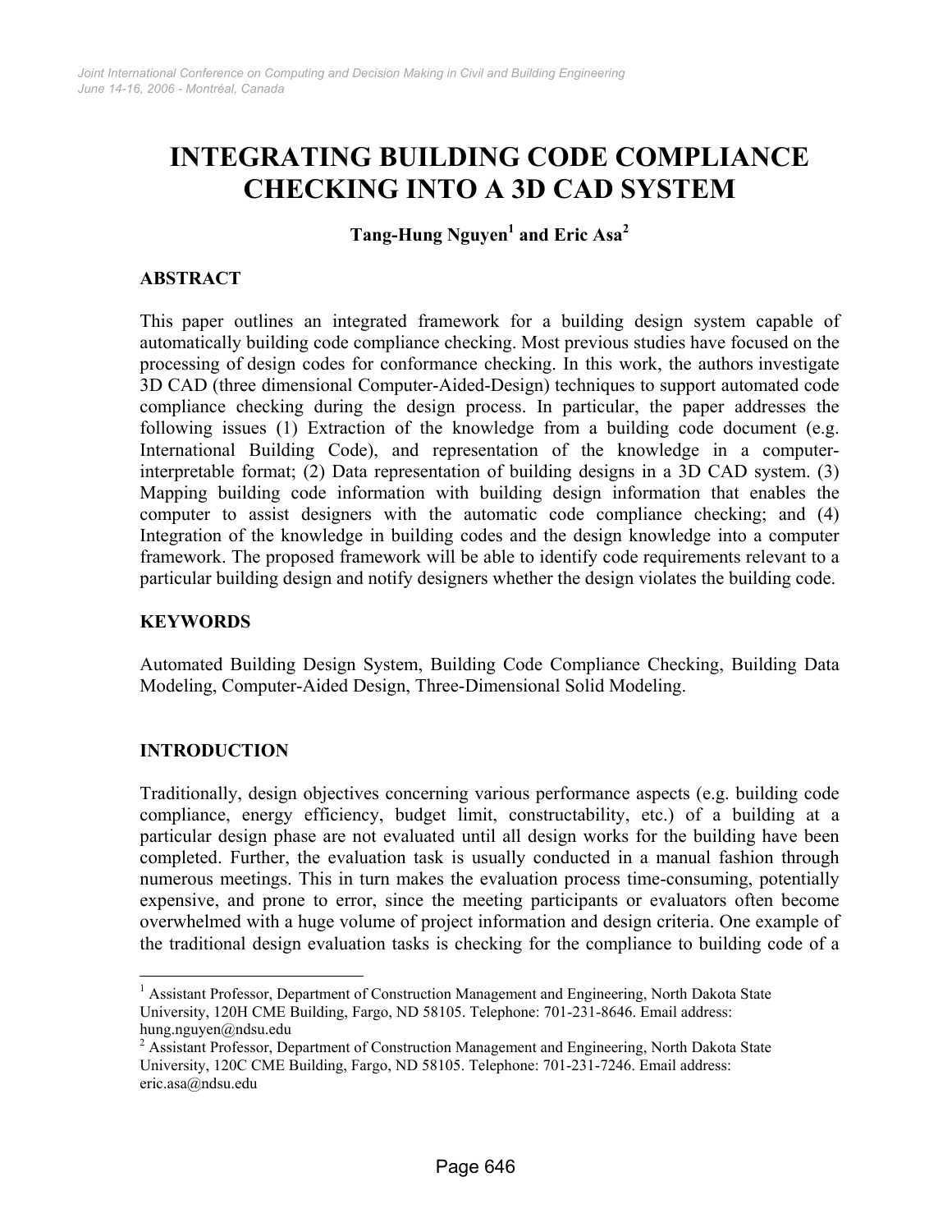# INTEGRATING BUILDING CODE COMPLIANCE CHECKING INTO A 3D CAD SYSTEM

**Tang-Hung Nguyen[1] and Eric Asa[2]**

## ABSTRACT

This paper outlines an integrated framework for a building design system capable of automatically building code compliance checking. Most previous studies have focused on the processing of design codes for conformance checking. In this work, the authors investigate 3D CAD (three dimensional Computer-Aided-Design) techniques to support automated code compliance checking during the design process. In particular, the paper addresses the following issues (1) Extraction of the knowledge from a building code document (e.g. International Building Code), and representation of the knowledge in a computer-interpretable format; (2) Data representation of building designs in a 3D CAD system. (3) Mapping building code information with building design information that enables the computer to assist designers with the automatic code compliance checking; and (4) Integration of the knowledge in building codes and the design knowledge into a computer framework. The proposed framework will be able to identify code requirements relevant to a particular building design and notify designers whether the design violates the building code.

## KEYWORDS

Automated Building Design System, Building Code Compliance Checking, Building Data Modeling, Computer-Aided Design, Three-Dimensional Solid Modeling.

## INTRODUCTION

Traditionally, design objectives concerning various performance aspects (e.g. building code compliance, energy efficiency, budget limit, constructability, etc.) of a building at a particular design phase are not evaluated until all design works for the building have been completed. Further, the evaluation task is usually conducted in a manual fashion through numerous meetings. This in turn makes the evaluation process time-consuming, potentially expensive, and prone to error, since the meeting participants or evaluators often become overwhelmed with a huge volume of project information and design criteria. One example of the traditional design evaluation tasks is checking for the compliance to building code of a

---

[1] Assistant Professor, Department of Construction Management and Engineering, North Dakota State University, 120H CME Building, Fargo, ND 58105. Telephone: 701-231-8646. Email address: hung.nguyen@ndsu.edu

[2] Assistant Professor, Department of Construction Management and Engineering, North Dakota State University, 120C CME Building, Fargo, ND 58105. Telephone: 701-231-7246. Email address: eric.asa@ndsu.edu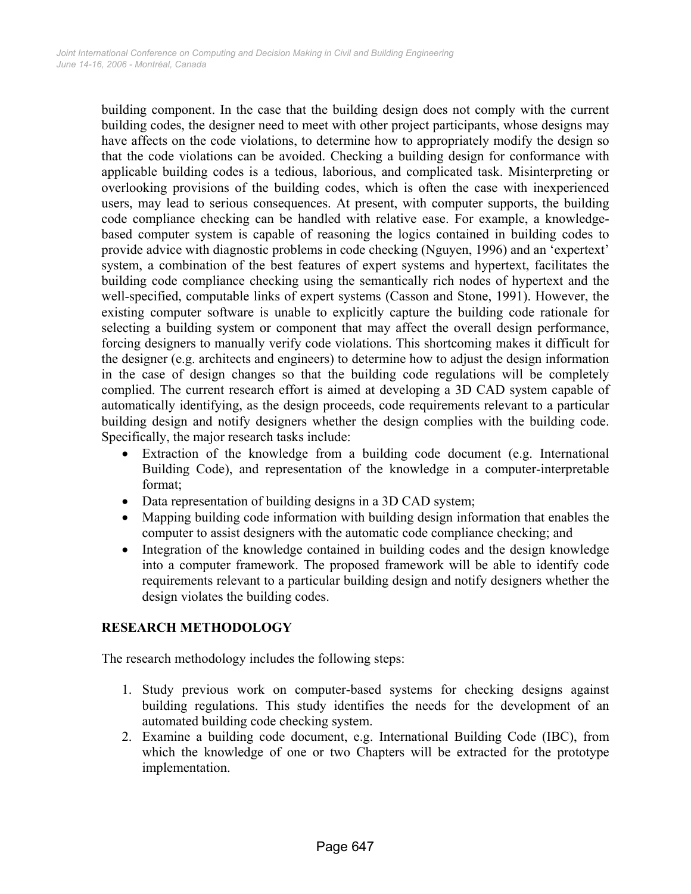building component. In the case that the building design does not comply with the current building codes, the designer need to meet with other project participants, whose designs may have affects on the code violations, to determine how to appropriately modify the design so that the code violations can be avoided. Checking a building design for conformance with applicable building codes is a tedious, laborious, and complicated task. Misinterpreting or overlooking provisions of the building codes, which is often the case with inexperienced users, may lead to serious consequences. At present, with computer supports, the building code compliance checking can be handled with relative ease. For example, a knowledge-based computer system is capable of reasoning the logics contained in building codes to provide advice with diagnostic problems in code checking (Nguyen, 1996) and an 'expertext' system, a combination of the best features of expert systems and hypertext, facilitates the building code compliance checking using the semantically rich nodes of hypertext and the well-specified, computable links of expert systems (Casson and Stone, 1991). However, the existing computer software is unable to explicitly capture the building code rationale for selecting a building system or component that may affect the overall design performance, forcing designers to manually verify code violations. This shortcoming makes it difficult for the designer (e.g. architects and engineers) to determine how to adjust the design information in the case of design changes so that the building code regulations will be completely complied. The current research effort is aimed at developing a 3D CAD system capable of automatically identifying, as the design proceeds, code requirements relevant to a particular building design and notify designers whether the design complies with the building code. Specifically, the major research tasks include:

- Extraction of the knowledge from a building code document (e.g. International Building Code), and representation of the knowledge in a computer-interpretable format;
- Data representation of building designs in a 3D CAD system;
- Mapping building code information with building design information that enables the computer to assist designers with the automatic code compliance checking; and
- Integration of the knowledge contained in building codes and the design knowledge into a computer framework. The proposed framework will be able to identify code requirements relevant to a particular building design and notify designers whether the design violates the building codes.

## RESEARCH METHODOLOGY

The research methodology includes the following steps:

1. Study previous work on computer-based systems for checking designs against building regulations. This study identifies the needs for the development of an automated building code checking system.
2. Examine a building code document, e.g. International Building Code (IBC), from which the knowledge of one or two Chapters will be extracted for the prototype implementation.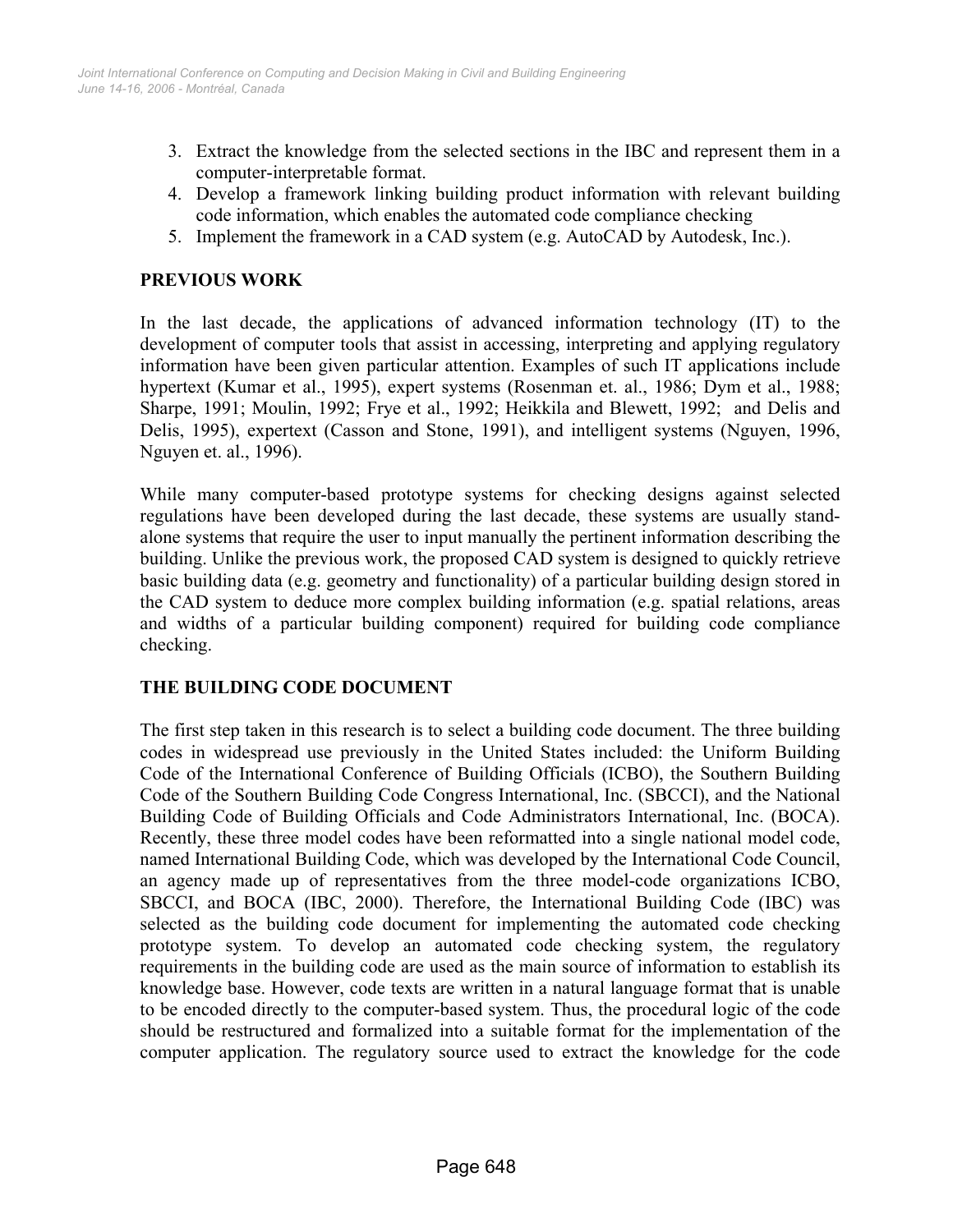3. Extract the knowledge from the selected sections in the IBC and represent them in a computer-interpretable format.
4. Develop a framework linking building product information with relevant building code information, which enables the automated code compliance checking
5. Implement the framework in a CAD system (e.g. AutoCAD by Autodesk, Inc.).

## PREVIOUS WORK

In the last decade, the applications of advanced information technology (IT) to the development of computer tools that assist in accessing, interpreting and applying regulatory information have been given particular attention. Examples of such IT applications include hypertext (Kumar et al., 1995), expert systems (Rosenman et. al., 1986; Dym et al., 1988; Sharpe, 1991; Moulin, 1992; Frye et al., 1992; Heikkila and Blewett, 1992; and Delis and Delis, 1995), expertext (Casson and Stone, 1991), and intelligent systems (Nguyen, 1996, Nguyen et. al., 1996).

While many computer-based prototype systems for checking designs against selected regulations have been developed during the last decade, these systems are usually stand-alone systems that require the user to input manually the pertinent information describing the building. Unlike the previous work, the proposed CAD system is designed to quickly retrieve basic building data (e.g. geometry and functionality) of a particular building design stored in the CAD system to deduce more complex building information (e.g. spatial relations, areas and widths of a particular building component) required for building code compliance checking.

## THE BUILDING CODE DOCUMENT

The first step taken in this research is to select a building code document. The three building codes in widespread use previously in the United States included: the Uniform Building Code of the International Conference of Building Officials (ICBO), the Southern Building Code of the Southern Building Code Congress International, Inc. (SBCCI), and the National Building Code of Building Officials and Code Administrators International, Inc. (BOCA). Recently, these three model codes have been reformatted into a single national model code, named International Building Code, which was developed by the International Code Council, an agency made up of representatives from the three model-code organizations ICBO, SBCCI, and BOCA (IBC, 2000). Therefore, the International Building Code (IBC) was selected as the building code document for implementing the automated code checking prototype system. To develop an automated code checking system, the regulatory requirements in the building code are used as the main source of information to establish its knowledge base. However, code texts are written in a natural language format that is unable to be encoded directly to the computer-based system. Thus, the procedural logic of the code should be restructured and formalized into a suitable format for the implementation of the computer application. The regulatory source used to extract the knowledge for the code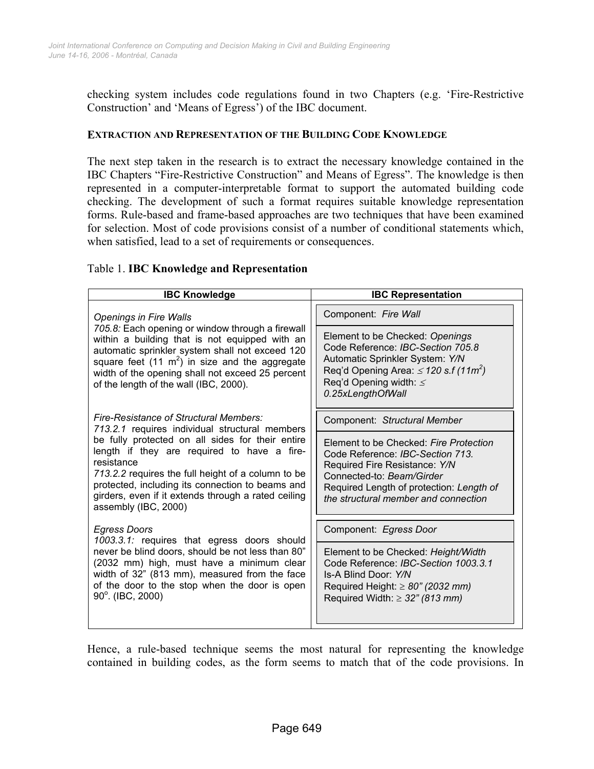checking system includes code regulations found in two Chapters (e.g. 'Fire-Restrictive Construction' and 'Means of Egress') of the IBC document.

## EXTRACTION AND REPRESENTATION OF THE BUILDING CODE KNOWLEDGE

The next step taken in the research is to extract the necessary knowledge contained in the IBC Chapters "Fire-Restrictive Construction" and Means of Egress". The knowledge is then represented in a computer-interpretable format to support the automated building code checking. The development of such a format requires suitable knowledge representation forms. Rule-based and frame-based approaches are two techniques that have been examined for selection. Most of code provisions consist of a number of conditional statements which, when satisfied, lead to a set of requirements or consequences.

Table 1. **IBC Knowledge and Representation**

| IBC Knowledge | IBC Representation |
|---|---|
| *Openings in Fire Walls*<br>*705.8:* Each opening or window through a firewall within a building that is not equipped with an automatic sprinkler system shall not exceed 120 square feet (11 $m^2$) in size and the aggregate width of the opening shall not exceed 25 percent of the length of the wall (IBC, 2000). | Component: *Fire Wall*<br><br>Element to be Checked: *Openings*<br>Code Reference: *IBC-Section 705.8*<br>Automatic Sprinkler System: *Y/N*<br>Req'd Opening Area: $\leq$ *120 s.f (11$m^2$)*<br>Req'd Opening width: $\leq$ *0.25xLengthOfWall* |
| *Fire-Resistance of Structural Members:*<br>*713.2.1* requires individual structural members be fully protected on all sides for their entire length if they are required to have a fire-resistance<br>*713.2.2* requires the full height of a column to be protected, including its connection to beams and girders, even if it extends through a rated ceiling assembly (IBC, 2000) | Component: *Structural Member*<br><br>Element to be Checked: *Fire Protection*<br>Code Reference: *IBC-Section 713.*<br>Required Fire Resistance: *Y/N*<br>Connected-to: *Beam/Girder*<br>Required Length of protection: *Length of the structural member and connection* |
| *Egress Doors*<br>*1003.3.1:* requires that egress doors should never be blind doors, should be not less than 80" (2032 mm) high, must have a minimum clear width of 32" (813 mm), measured from the face of the door to the stop when the door is open 90°. (IBC, 2000) | Component: *Egress Door*<br><br>Element to be Checked: *Height/Width*<br>Code Reference: *IBC-Section 1003.3.1*<br>Is-A Blind Door: *Y/N*<br>Required Height: $\geq$ *80" (2032 mm)*<br>Required Width: $\geq$ *32" (813 mm)* |

Hence, a rule-based technique seems the most natural for representing the knowledge contained in building codes, as the form seems to match that of the code provisions. In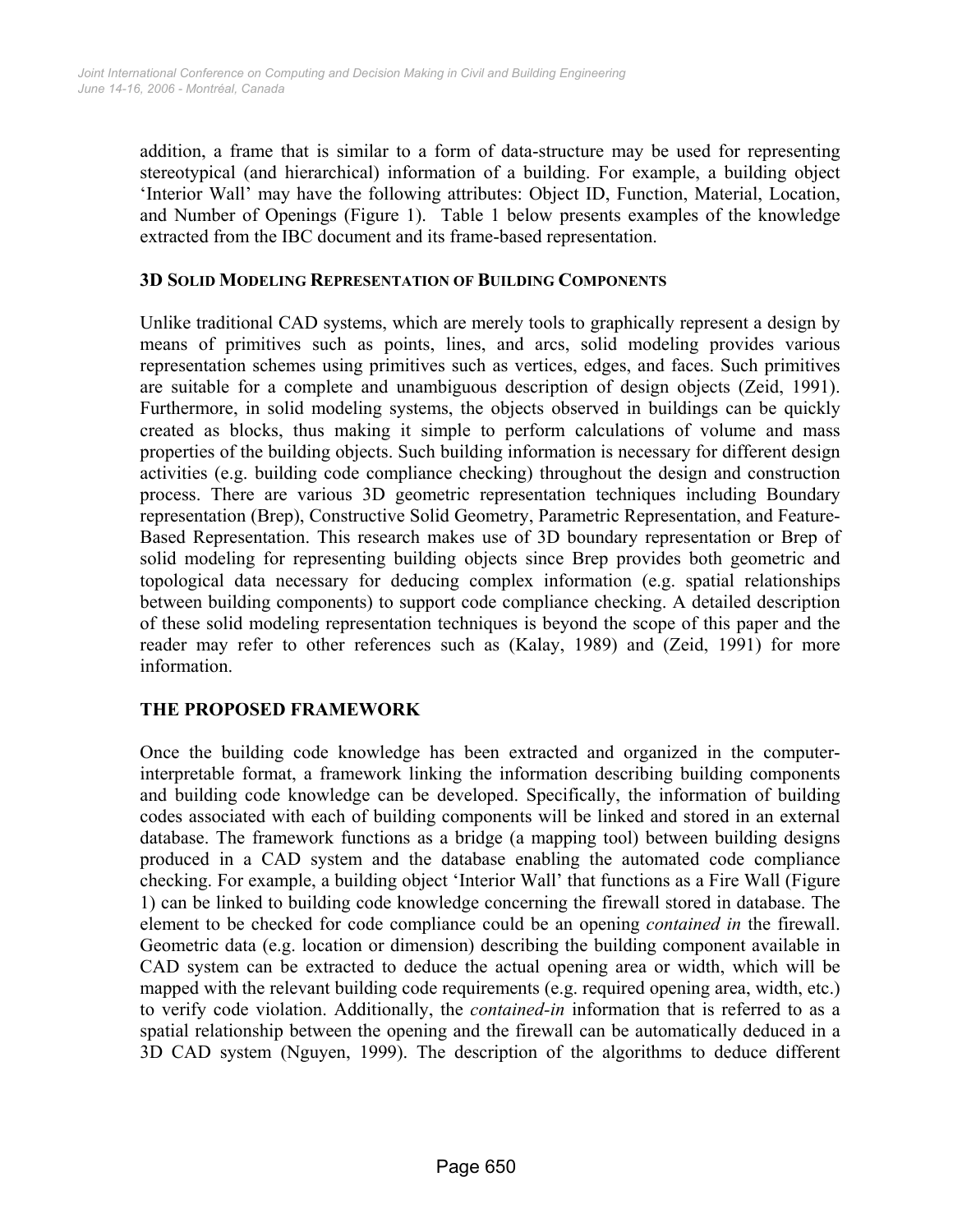addition, a frame that is similar to a form of data-structure may be used for representing stereotypical (and hierarchical) information of a building. For example, a building object 'Interior Wall' may have the following attributes: Object ID, Function, Material, Location, and Number of Openings (Figure 1). Table 1 below presents examples of the knowledge extracted from the IBC document and its frame-based representation.

### 3D SOLID MODELING REPRESENTATION OF BUILDING COMPONENTS

Unlike traditional CAD systems, which are merely tools to graphically represent a design by means of primitives such as points, lines, and arcs, solid modeling provides various representation schemes using primitives such as vertices, edges, and faces. Such primitives are suitable for a complete and unambiguous description of design objects (Zeid, 1991). Furthermore, in solid modeling systems, the objects observed in buildings can be quickly created as blocks, thus making it simple to perform calculations of volume and mass properties of the building objects. Such building information is necessary for different design activities (e.g. building code compliance checking) throughout the design and construction process. There are various 3D geometric representation techniques including Boundary representation (Brep), Constructive Solid Geometry, Parametric Representation, and Feature-Based Representation. This research makes use of 3D boundary representation or Brep of solid modeling for representing building objects since Brep provides both geometric and topological data necessary for deducing complex information (e.g. spatial relationships between building components) to support code compliance checking. A detailed description of these solid modeling representation techniques is beyond the scope of this paper and the reader may refer to other references such as (Kalay, 1989) and (Zeid, 1991) for more information.

## THE PROPOSED FRAMEWORK

Once the building code knowledge has been extracted and organized in the computer-interpretable format, a framework linking the information describing building components and building code knowledge can be developed. Specifically, the information of building codes associated with each of building components will be linked and stored in an external database. The framework functions as a bridge (a mapping tool) between building designs produced in a CAD system and the database enabling the automated code compliance checking. For example, a building object 'Interior Wall' that functions as a Fire Wall (Figure 1) can be linked to building code knowledge concerning the firewall stored in database. The element to be checked for code compliance could be an opening *contained in* the firewall. Geometric data (e.g. location or dimension) describing the building component available in CAD system can be extracted to deduce the actual opening area or width, which will be mapped with the relevant building code requirements (e.g. required opening area, width, etc.) to verify code violation. Additionally, the *contained-in* information that is referred to as a spatial relationship between the opening and the firewall can be automatically deduced in a 3D CAD system (Nguyen, 1999). The description of the algorithms to deduce different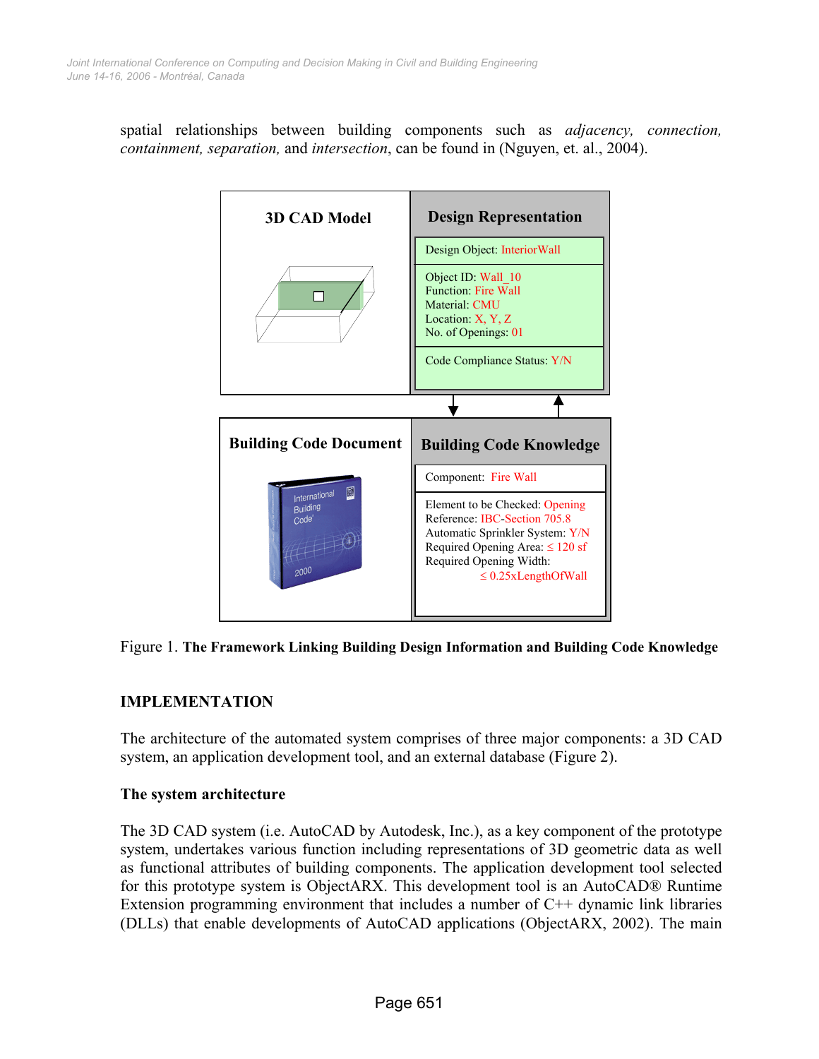spatial relationships between building components such as *adjacency, connection, containment, separation,* and *intersection*, can be found in (Nguyen, et. al., 2004).

Figure 1. **The Framework Linking Building Design Information and Building Code Knowledge**

## IMPLEMENTATION

The architecture of the automated system comprises of three major components: a 3D CAD system, an application development tool, and an external database (Figure 2).

### The system architecture

The 3D CAD system (i.e. AutoCAD by Autodesk, Inc.), as a key component of the prototype system, undertakes various function including representations of 3D geometric data as well as functional attributes of building components. The application development tool selected for this prototype system is ObjectARX. This development tool is an AutoCAD® Runtime Extension programming environment that includes a number of C++ dynamic link libraries (DLLs) that enable developments of AutoCAD applications (ObjectARX, 2002). The main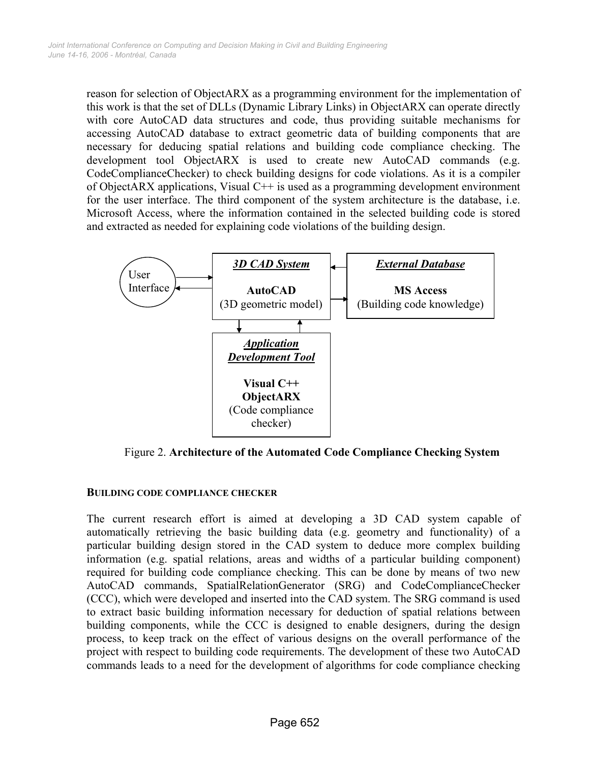reason for selection of ObjectARX as a programming environment for the implementation of this work is that the set of DLLs (Dynamic Library Links) in ObjectARX can operate directly with core AutoCAD data structures and code, thus providing suitable mechanisms for accessing AutoCAD database to extract geometric data of building components that are necessary for deducing spatial relations and building code compliance checking. The development tool ObjectARX is used to create new AutoCAD commands (e.g. CodeComplianceChecker) to check building designs for code violations. As it is a compiler of ObjectARX applications, Visual C++ is used as a programming development environment for the user interface. The third component of the system architecture is the database, i.e. Microsoft Access, where the information contained in the selected building code is stored and extracted as needed for explaining code violations of the building design.

User Interface

***3D CAD System***

**AutoCAD**
(3D geometric model)

***External Database***

**MS Access**
(Building code knowledge)

***Application Development Tool***

**Visual C++**
**ObjectARX**
(Code compliance checker)

Figure 2. **Architecture of the Automated Code Compliance Checking System**

## BUILDING CODE COMPLIANCE CHECKER

The current research effort is aimed at developing a 3D CAD system capable of automatically retrieving the basic building data (e.g. geometry and functionality) of a particular building design stored in the CAD system to deduce more complex building information (e.g. spatial relations, areas and widths of a particular building component) required for building code compliance checking. This can be done by means of two new AutoCAD commands, SpatialRelationGenerator (SRG) and CodeComplianceChecker (CCC), which were developed and inserted into the CAD system. The SRG command is used to extract basic building information necessary for deduction of spatial relations between building components, while the CCC is designed to enable designers, during the design process, to keep track on the effect of various designs on the overall performance of the project with respect to building code requirements. The development of these two AutoCAD commands leads to a need for the development of algorithms for code compliance checking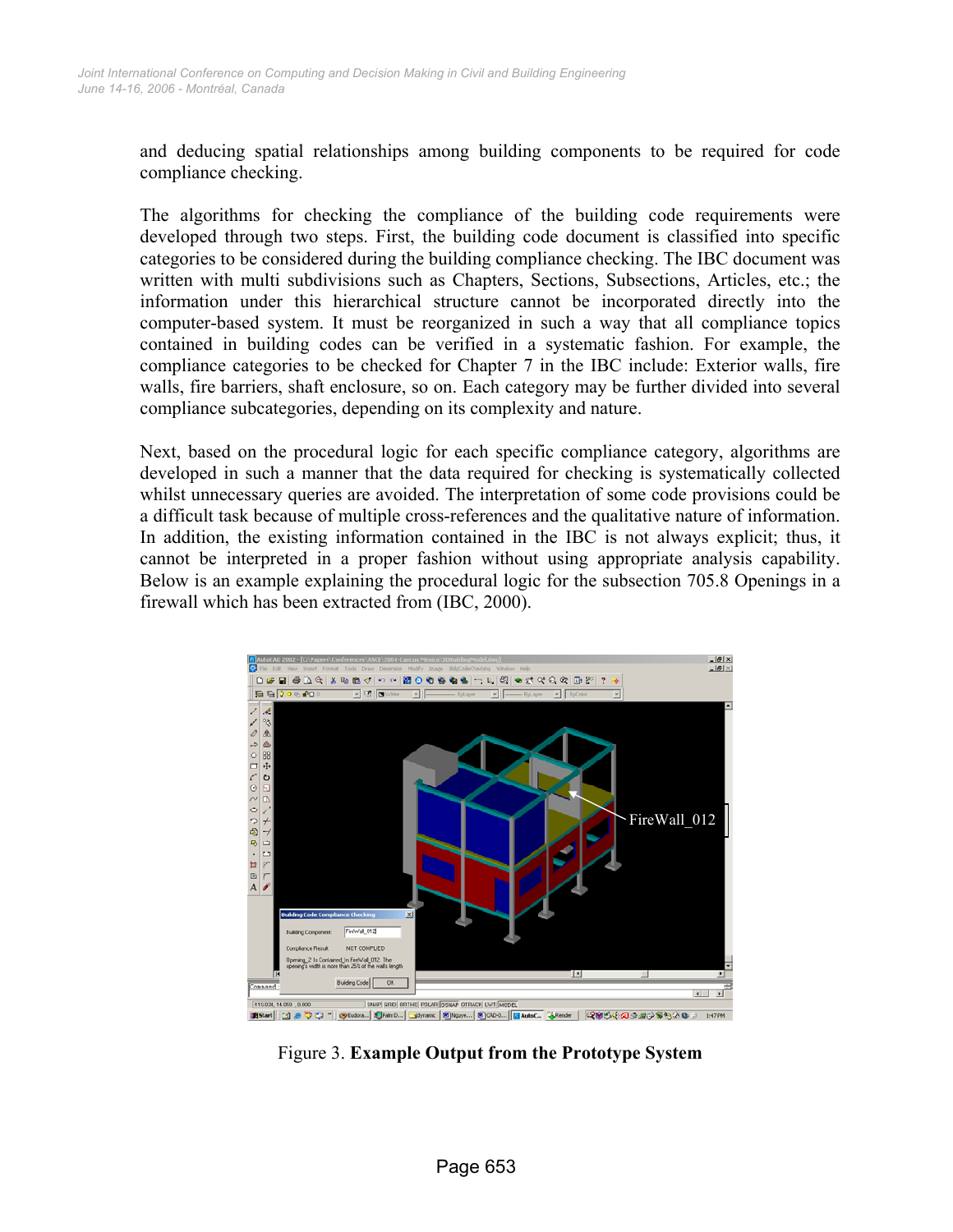and deducing spatial relationships among building components to be required for code compliance checking.

The algorithms for checking the compliance of the building code requirements were developed through two steps. First, the building code document is classified into specific categories to be considered during the building compliance checking. The IBC document was written with multi subdivisions such as Chapters, Sections, Subsections, Articles, etc.; the information under this hierarchical structure cannot be incorporated directly into the computer-based system. It must be reorganized in such a way that all compliance topics contained in building codes can be verified in a systematic fashion. For example, the compliance categories to be checked for Chapter 7 in the IBC include: Exterior walls, fire walls, fire barriers, shaft enclosure, so on. Each category may be further divided into several compliance subcategories, depending on its complexity and nature.

Next, based on the procedural logic for each specific compliance category, algorithms are developed in such a manner that the data required for checking is systematically collected whilst unnecessary queries are avoided. The interpretation of some code provisions could be a difficult task because of multiple cross-references and the qualitative nature of information. In addition, the existing information contained in the IBC is not always explicit; thus, it cannot be interpreted in a proper fashion without using appropriate analysis capability. Below is an example explaining the procedural logic for the subsection 705.8 Openings in a firewall which has been extracted from (IBC, 2000).

Figure 3. **Example Output from the Prototype System**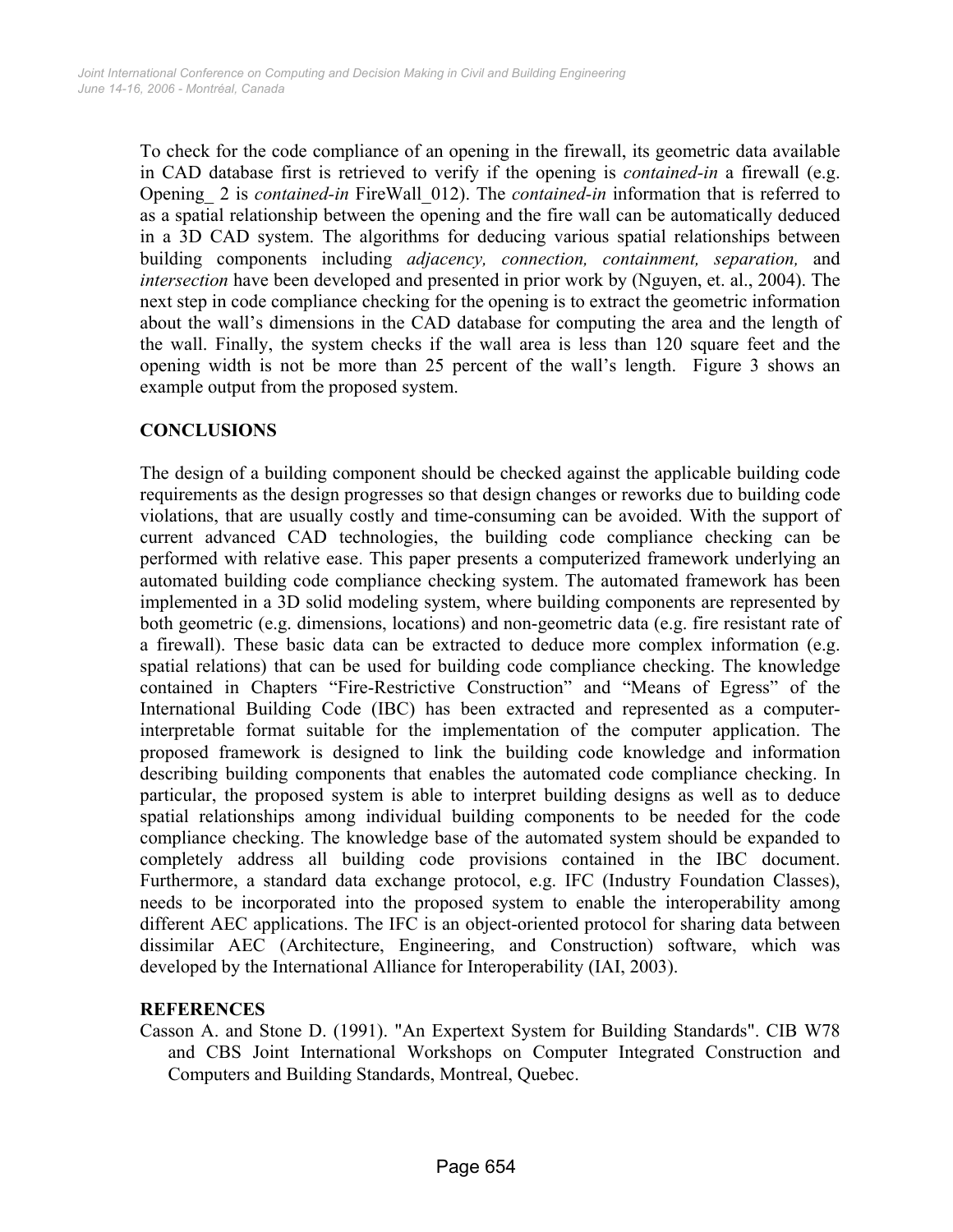To check for the code compliance of an opening in the firewall, its geometric data available in CAD database first is retrieved to verify if the opening is *contained-in* a firewall (e.g. Opening_ 2 is *contained-in* FireWall_012). The *contained-in* information that is referred to as a spatial relationship between the opening and the fire wall can be automatically deduced in a 3D CAD system. The algorithms for deducing various spatial relationships between building components including *adjacency, connection, containment, separation,* and *intersection* have been developed and presented in prior work by (Nguyen, et. al., 2004). The next step in code compliance checking for the opening is to extract the geometric information about the wall's dimensions in the CAD database for computing the area and the length of the wall. Finally, the system checks if the wall area is less than 120 square feet and the opening width is not be more than 25 percent of the wall's length. Figure 3 shows an example output from the proposed system.

## CONCLUSIONS

The design of a building component should be checked against the applicable building code requirements as the design progresses so that design changes or reworks due to building code violations, that are usually costly and time-consuming can be avoided. With the support of current advanced CAD technologies, the building code compliance checking can be performed with relative ease. This paper presents a computerized framework underlying an automated building code compliance checking system. The automated framework has been implemented in a 3D solid modeling system, where building components are represented by both geometric (e.g. dimensions, locations) and non-geometric data (e.g. fire resistant rate of a firewall). These basic data can be extracted to deduce more complex information (e.g. spatial relations) that can be used for building code compliance checking. The knowledge contained in Chapters "Fire-Restrictive Construction" and "Means of Egress" of the International Building Code (IBC) has been extracted and represented as a computer-interpretable format suitable for the implementation of the computer application. The proposed framework is designed to link the building code knowledge and information describing building components that enables the automated code compliance checking. In particular, the proposed system is able to interpret building designs as well as to deduce spatial relationships among individual building components to be needed for the code compliance checking. The knowledge base of the automated system should be expanded to completely address all building code provisions contained in the IBC document. Furthermore, a standard data exchange protocol, e.g. IFC (Industry Foundation Classes), needs to be incorporated into the proposed system to enable the interoperability among different AEC applications. The IFC is an object-oriented protocol for sharing data between dissimilar AEC (Architecture, Engineering, and Construction) software, which was developed by the International Alliance for Interoperability (IAI, 2003).

## REFERENCES

Casson A. and Stone D. (1991). "An Expertext System for Building Standards". CIB W78 and CBS Joint International Workshops on Computer Integrated Construction and Computers and Building Standards, Montreal, Quebec.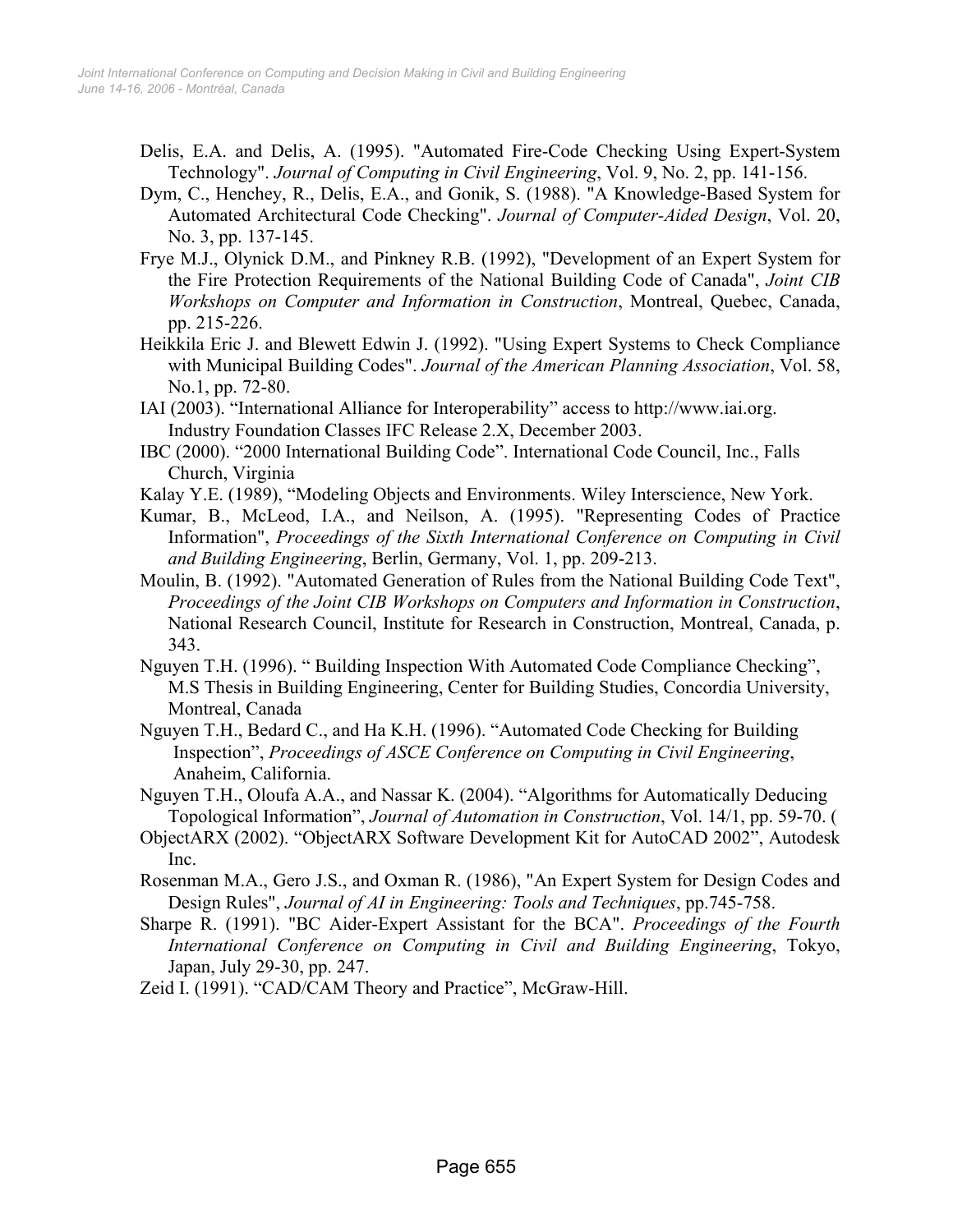Delis, E.A. and Delis, A. (1995). "Automated Fire-Code Checking Using Expert-System Technology". *Journal of Computing in Civil Engineering*, Vol. 9, No. 2, pp. 141-156.

Dym, C., Henchey, R., Delis, E.A., and Gonik, S. (1988). "A Knowledge-Based System for Automated Architectural Code Checking". *Journal of Computer-Aided Design*, Vol. 20, No. 3, pp. 137-145.

Frye M.J., Olynick D.M., and Pinkney R.B. (1992), "Development of an Expert System for the Fire Protection Requirements of the National Building Code of Canada", *Joint CIB Workshops on Computer and Information in Construction*, Montreal, Quebec, Canada, pp. 215-226.

Heikkila Eric J. and Blewett Edwin J. (1992). "Using Expert Systems to Check Compliance with Municipal Building Codes". *Journal of the American Planning Association*, Vol. 58, No.1, pp. 72-80.

IAI (2003). "International Alliance for Interoperability" access to http://www.iai.org. Industry Foundation Classes IFC Release 2.X, December 2003.

IBC (2000). "2000 International Building Code". International Code Council, Inc., Falls Church, Virginia

Kalay Y.E. (1989), "Modeling Objects and Environments. Wiley Interscience, New York.

Kumar, B., McLeod, I.A., and Neilson, A. (1995). "Representing Codes of Practice Information", *Proceedings of the Sixth International Conference on Computing in Civil and Building Engineering*, Berlin, Germany, Vol. 1, pp. 209-213.

Moulin, B. (1992). "Automated Generation of Rules from the National Building Code Text", *Proceedings of the Joint CIB Workshops on Computers and Information in Construction*, National Research Council, Institute for Research in Construction, Montreal, Canada, p. 343.

Nguyen T.H. (1996). " Building Inspection With Automated Code Compliance Checking", M.S Thesis in Building Engineering, Center for Building Studies, Concordia University, Montreal, Canada

Nguyen T.H., Bedard C., and Ha K.H. (1996). "Automated Code Checking for Building Inspection", *Proceedings of ASCE Conference on Computing in Civil Engineering*, Anaheim, California.

Nguyen T.H., Oloufa A.A., and Nassar K. (2004). "Algorithms for Automatically Deducing Topological Information", *Journal of Automation in Construction*, Vol. 14/1, pp. 59-70. (

ObjectARX (2002). "ObjectARX Software Development Kit for AutoCAD 2002", Autodesk Inc.

Rosenman M.A., Gero J.S., and Oxman R. (1986), "An Expert System for Design Codes and Design Rules", *Journal of AI in Engineering: Tools and Techniques*, pp.745-758.

Sharpe R. (1991). "BC Aider-Expert Assistant for the BCA". *Proceedings of the Fourth International Conference on Computing in Civil and Building Engineering*, Tokyo, Japan, July 29-30, pp. 247.

Zeid I. (1991). "CAD/CAM Theory and Practice", McGraw-Hill.